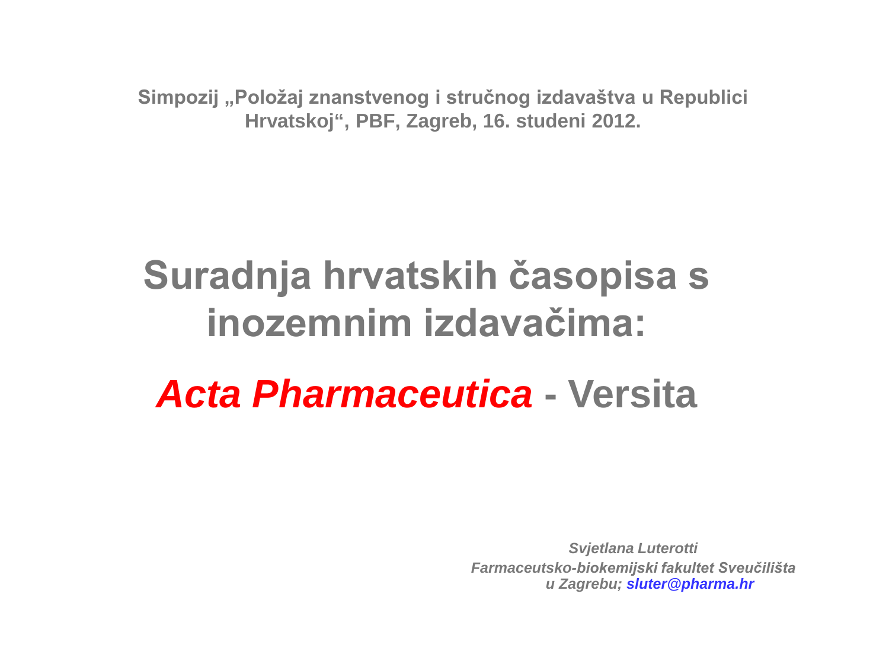**Simpozij „Položaj znanstvenog i stručnog izdavaštva u Republici Hrvatskoj“, PBF, Zagreb, 16. studeni 2012.**

# Suradnja hrvatskih časopisa s inozemnim izdavačima:

# *Acta Pharmaceutica* - Versita

***Svjetlana Luterotti***
***Farmaceutsko-biokemijski fakultet Sveučilišta u Zagrebu; sluter@pharma.hr***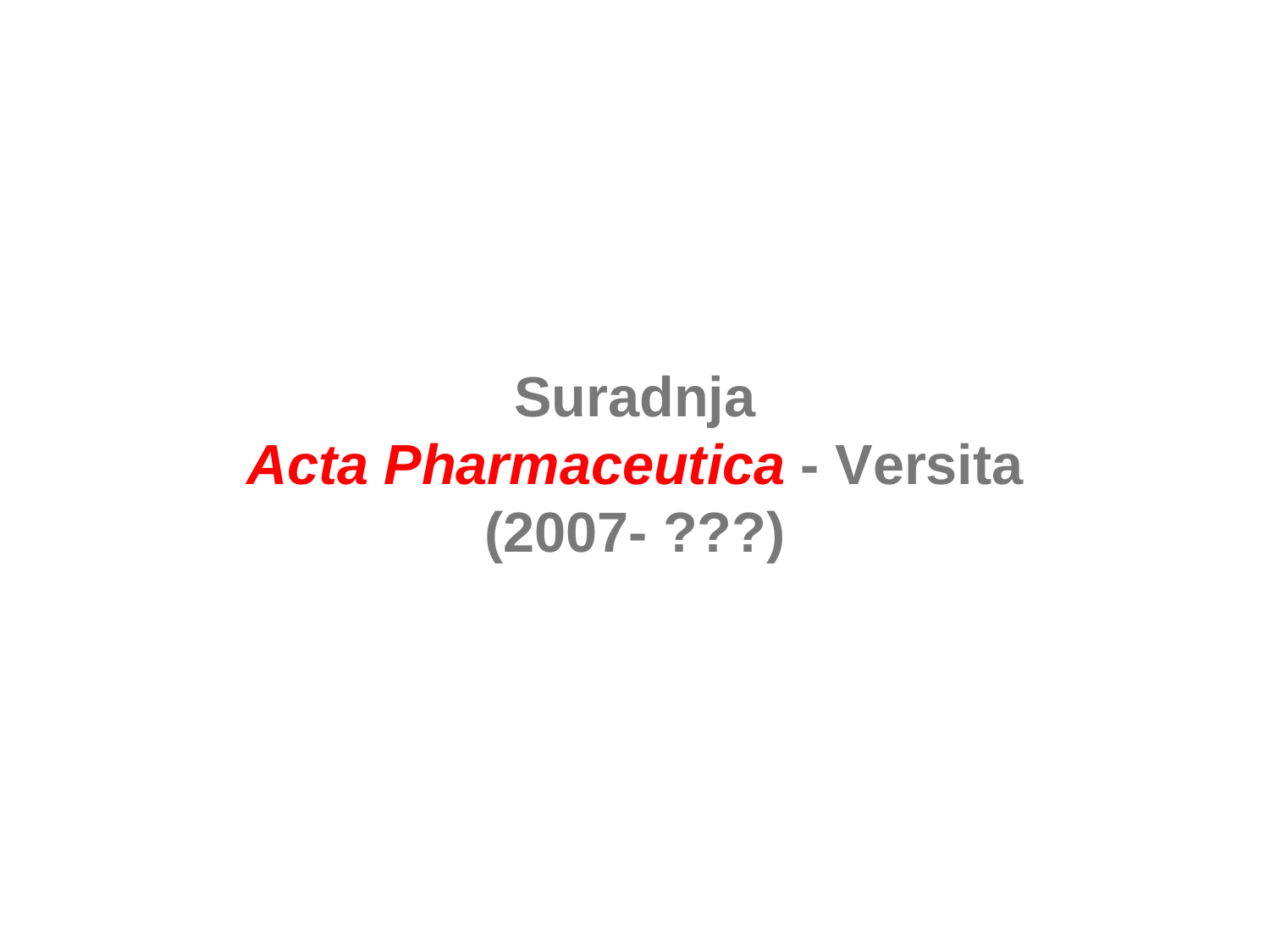# Suradnja

# *Acta Pharmaceutica* - Versita

# (2007- ???)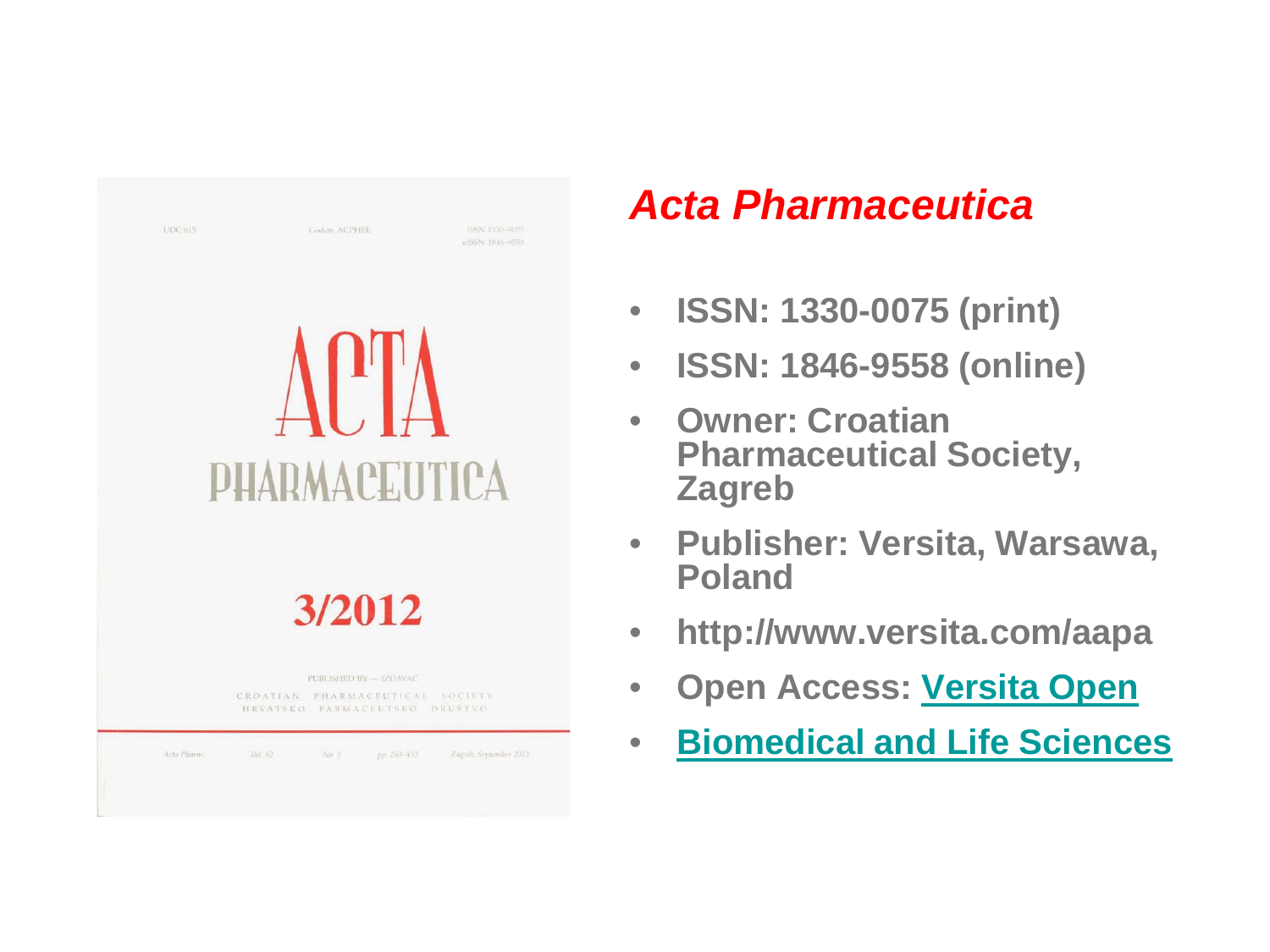UDC 615 Coden: ACPHEE ISSN 1330-0075 eISSN 1846-9558

ACTA PHARMACEUTICA

3/2012

PUBLISHED BY — IZDAVAČ

CROATIAN PHARMACEUTICAL SOCIETY
HRVATSKO FARMACEUTSKO DRUŠTVO

Acta Pharm. Vol. 62 No. 3 pp. 263-432 Zagreb, September 2012

## *Acta Pharmaceutica*

- **ISSN: 1330-0075 (print)**
- **ISSN: 1846-9558 (online)**
- **Owner: Croatian Pharmaceutical Society, Zagreb**
- **Publisher: Versita, Warsawa, Poland**
- **http://www.versita.com/aapa**
- **Open Access: Versita Open**
- **Biomedical and Life Sciences**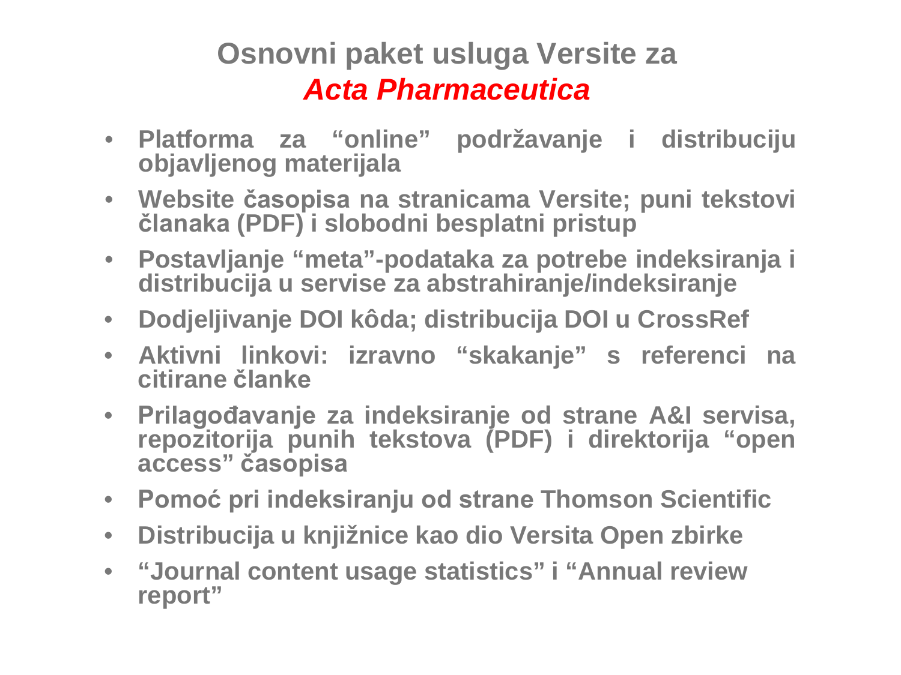# Osnovni paket usluga Versite za *Acta Pharmaceutica*

- **Platforma za “online” podržavanje i distribuciju objavljenog materijala**
- **Website časopisa na stranicama Versite; puni tekstovi članaka (PDF) i slobodni besplatni pristup**
- **Postavljanje “meta”-podataka za potrebe indeksiranja i distribucija u servise za abstrahiranje/indeksiranje**
- **Dodjeljivanje DOI kôda; distribucija DOI u CrossRef**
- **Aktivni linkovi: izravno “skakanje” s referenci na citirane članke**
- **Prilagođavanje za indeksiranje od strane A&I servisa, repozitorija punih tekstova (PDF) i direktorija “open access” časopisa**
- **Pomoć pri indeksiranju od strane Thomson Scientific**
- **Distribucija u knjižnice kao dio Versita Open zbirke**
- **“Journal content usage statistics” i “Annual review report”**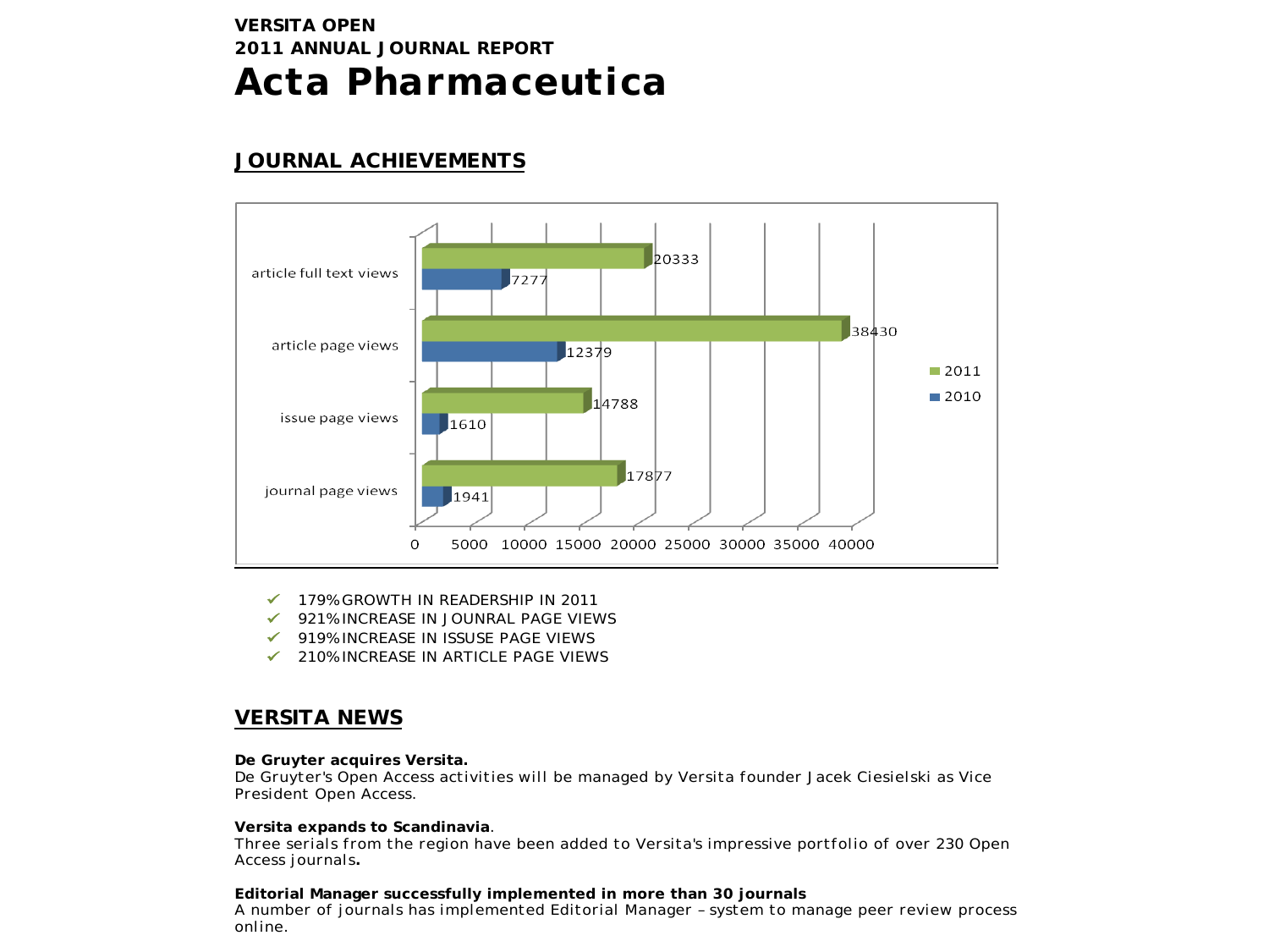VERSITA OPEN

2011 ANNUAL JOURNAL REPORT

# Acta Pharmaceutica

## JOURNAL ACHIEVEMENTS

| | 2010 | 2011 |
|---|---|---|
| article full text views | 7277 | 20333 |
| article page views | 12379 | 38430 |
| issue page views | 1610 | 14788 |
| journal page views | 1941 | 17877 |

- ✓ 179% GROWTH IN READERSHIP IN 2011
- ✓ 921% INCREASE IN JOUNRAL PAGE VIEWS
- ✓ 919% INCREASE IN ISSUSE PAGE VIEWS
- ✓ 210% INCREASE IN ARTICLE PAGE VIEWS

## VERSITA NEWS

**De Gruyter acquires Versita.**
De Gruyter's Open Access activities will be managed by Versita founder Jacek Ciesielski as Vice President Open Access.

**Versita expands to Scandinavia**.
Three serials from the region have been added to Versita's impressive portfolio of over 230 Open Access journals**.**

**Editorial Manager successfully implemented in more than 30 journals**
A number of journals has implemented Editorial Manager – system to manage peer review process online.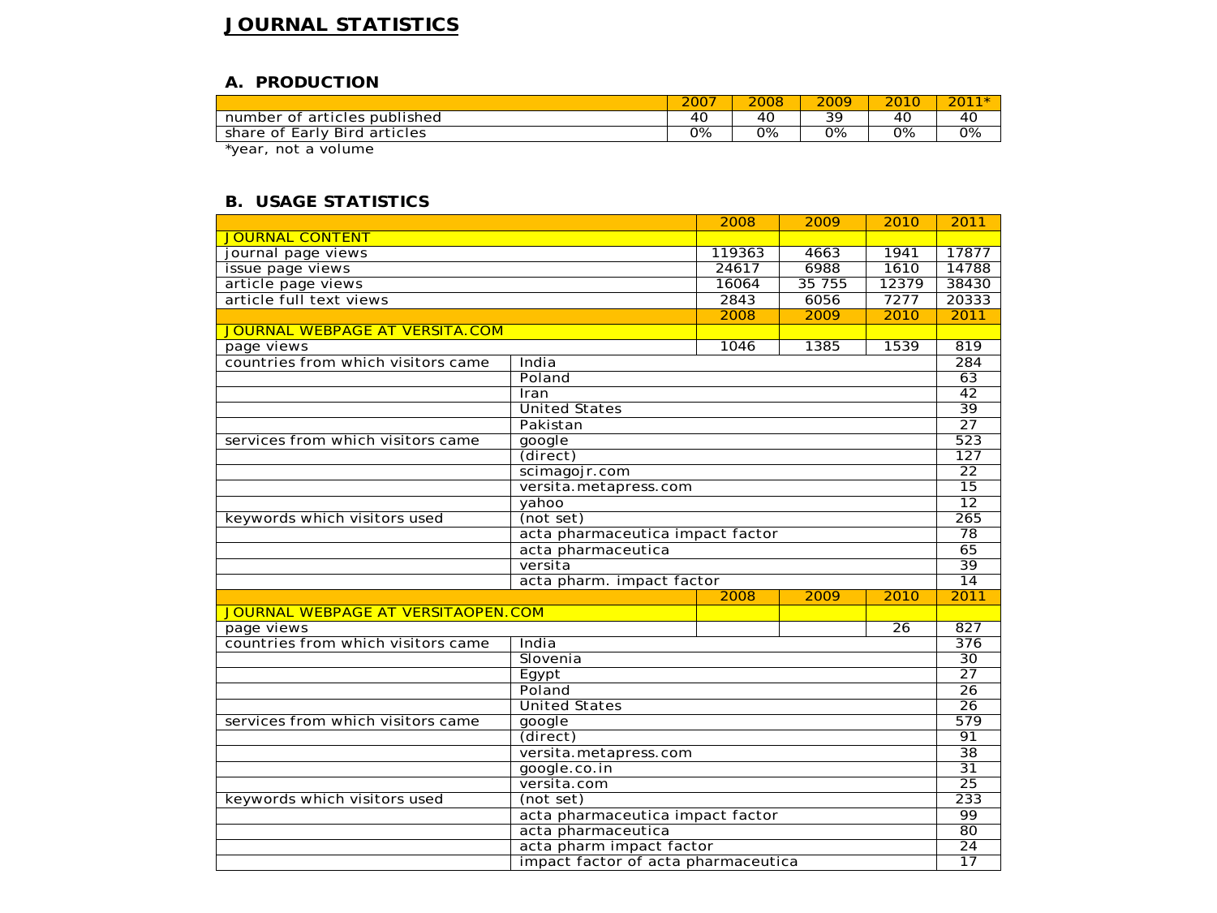# JOURNAL STATISTICS

## A. PRODUCTION

| | 2007 | 2008 | 2009 | 2010 | 2011* |
|---|---|---|---|---|---|
| number of articles published | 40 | 40 | 39 | 40 | 40 |
| share of Early Bird articles | 0% | 0% | 0% | 0% | 0% |

*year, not a volume

## B. USAGE STATISTICS

| | | 2008 | 2009 | 2010 | 2011 |
|---|---|---|---|---|---|
| JOURNAL CONTENT | | | | | |
| journal page views | | 119363 | 4663 | 1941 | 17877 |
| issue page views | | 24617 | 6988 | 1610 | 14788 |
| article page views | | 16064 | 35 755 | 12379 | 38430 |
| article full text views | | 2843 | 6056 | 7277 | 20333 |
| | | 2008 | 2009 | 2010 | 2011 |
| JOURNAL WEBPAGE AT VERSITA.COM | | | | | |
| page views | | 1046 | 1385 | 1539 | 819 |
| countries from which visitors came | India | | | | 284 |
| | Poland | | | | 63 |
| | Iran | | | | 42 |
| | United States | | | | 39 |
| | Pakistan | | | | 27 |
| services from which visitors came | google | | | | 523 |
| | (direct) | | | | 127 |
| | scimagojr.com | | | | 22 |
| | versita.metapress.com | | | | 15 |
| | yahoo | | | | 12 |
| keywords which visitors used | (not set) | | | | 265 |
| | acta pharmaceutica impact factor | | | | 78 |
| | acta pharmaceutica | | | | 65 |
| | versita | | | | 39 |
| | acta pharm. impact factor | | | | 14 |
| | | 2008 | 2009 | 2010 | 2011 |
| JOURNAL WEBPAGE AT VERSITAOPEN.COM | | | | | |
| page views | | | | 26 | 827 |
| countries from which visitors came | India | | | | 376 |
| | Slovenia | | | | 30 |
| | Egypt | | | | 27 |
| | Poland | | | | 26 |
| | United States | | | | 26 |
| services from which visitors came | google | | | | 579 |
| | (direct) | | | | 91 |
| | versita.metapress.com | | | | 38 |
| | google.co.in | | | | 31 |
| | versita.com | | | | 25 |
| keywords which visitors used | (not set) | | | | 233 |
| | acta pharmaceutica impact factor | | | | 99 |
| | acta pharmaceutica | | | | 80 |
| | acta pharm impact factor | | | | 24 |
| | impact factor of acta pharmaceutica | | | | 17 |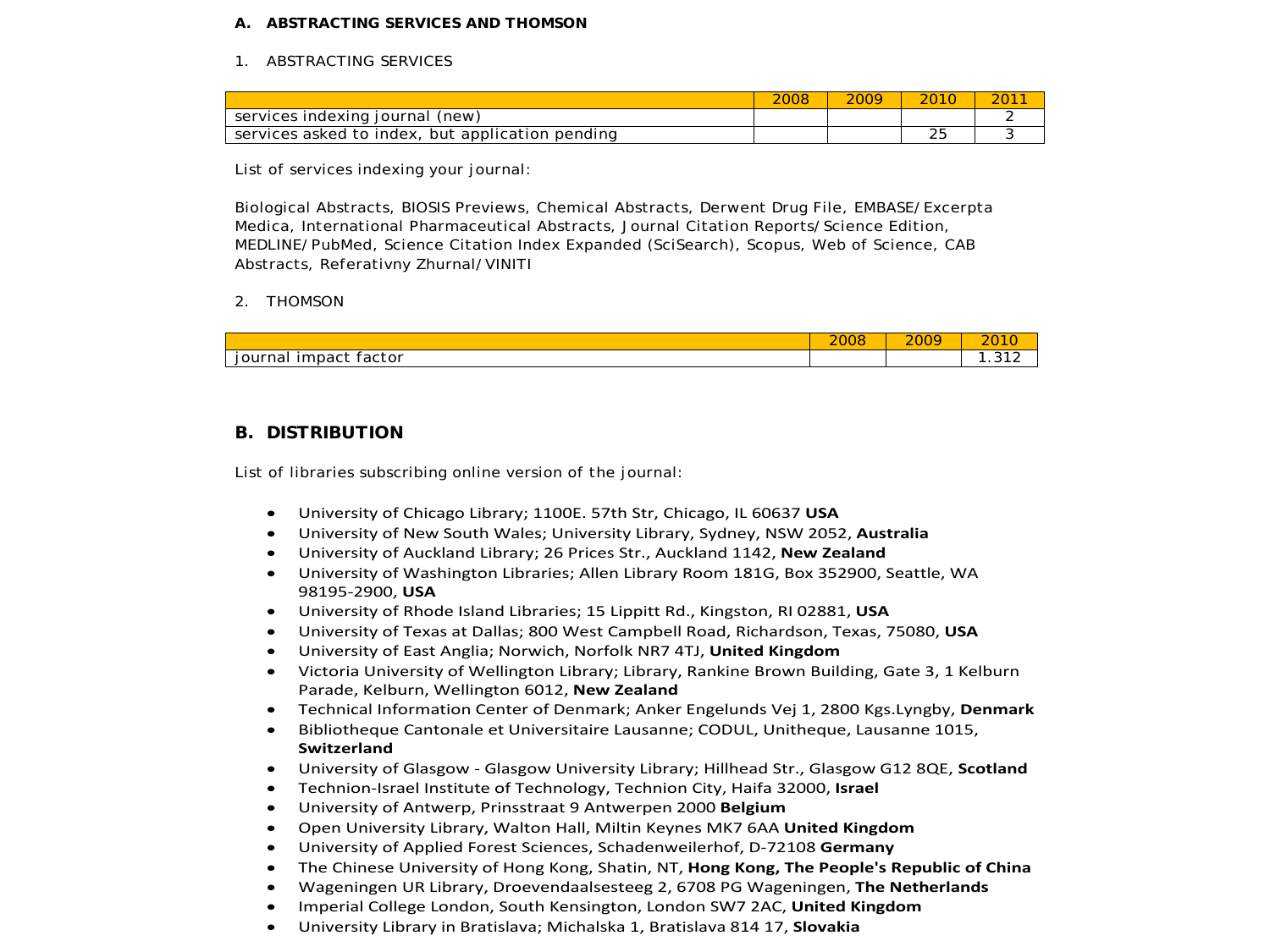## A. ABSTRACTING SERVICES AND THOMSON

### 1. ABSTRACTING SERVICES

| | 2008 | 2009 | 2010 | 2011 |
|---|---|---|---|---|
| services indexing journal (new) | | | | 2 |
| services asked to index, but application pending | | | 25 | 3 |

List of services indexing your journal:

Biological Abstracts, BIOSIS Previews, Chemical Abstracts, Derwent Drug File, EMBASE/Excerpta Medica, International Pharmaceutical Abstracts, Journal Citation Reports/Science Edition, MEDLINE/PubMed, Science Citation Index Expanded (SciSearch), Scopus, Web of Science, CAB Abstracts, Referativny Zhurnal/VINITI

### 2. THOMSON

| | 2008 | 2009 | 2010 |
|---|---|---|---|
| journal impact factor | | | 1.312 |

## B. DISTRIBUTION

List of libraries subscribing online version of the journal:

- University of Chicago Library; 1100E. 57th Str, Chicago, IL 60637 **USA**
- University of New South Wales; University Library, Sydney, NSW 2052, **Australia**
- University of Auckland Library; 26 Prices Str., Auckland 1142, **New Zealand**
- University of Washington Libraries; Allen Library Room 181G, Box 352900, Seattle, WA 98195-2900, **USA**
- University of Rhode Island Libraries; 15 Lippitt Rd., Kingston, RI 02881, **USA**
- University of Texas at Dallas; 800 West Campbell Road, Richardson, Texas, 75080, **USA**
- University of East Anglia; Norwich, Norfolk NR7 4TJ, **United Kingdom**
- Victoria University of Wellington Library; Library, Rankine Brown Building, Gate 3, 1 Kelburn Parade, Kelburn, Wellington 6012, **New Zealand**
- Technical Information Center of Denmark; Anker Engelunds Vej 1, 2800 Kgs.Lyngby, **Denmark**
- Bibliotheque Cantonale et Universitaire Lausanne; CODUL, Unitheque, Lausanne 1015, **Switzerland**
- University of Glasgow - Glasgow University Library; Hillhead Str., Glasgow G12 8QE, **Scotland**
- Technion-Israel Institute of Technology, Technion City, Haifa 32000, **Israel**
- University of Antwerp, Prinsstraat 9 Antwerpen 2000 **Belgium**
- Open University Library, Walton Hall, Miltin Keynes MK7 6AA **United Kingdom**
- University of Applied Forest Sciences, Schadenweilerhof, D-72108 **Germany**
- The Chinese University of Hong Kong, Shatin, NT, **Hong Kong, The People's Republic of China**
- Wageningen UR Library, Droevendaalsesteeg 2, 6708 PG Wageningen, **The Netherlands**
- Imperial College London, South Kensington, London SW7 2AC, **United Kingdom**
- University Library in Bratislava; Michalska 1, Bratislava 814 17, **Slovakia**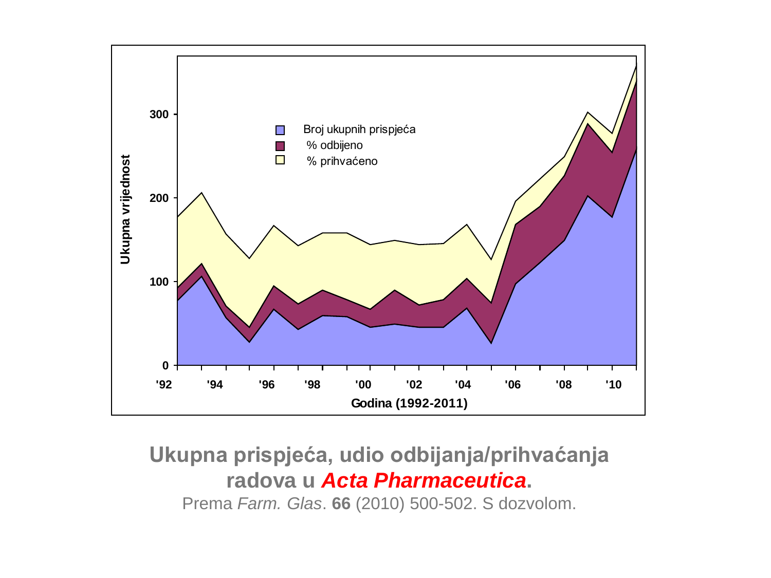**Ukupna prispjeća, udio odbijanja/prihvaćanja radova u *Acta Pharmaceutica*.**

Prema *Farm. Glas*. **66** (2010) 500-502. S dozvolom.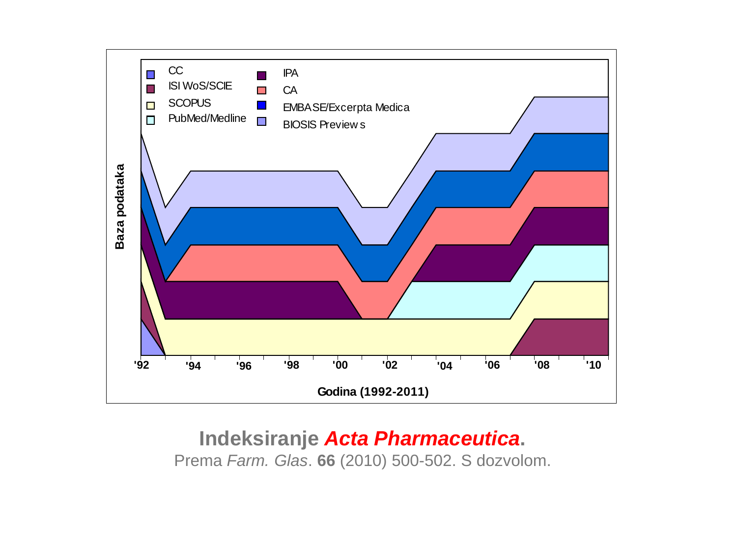**Indeksiranje *Acta Pharmaceutica*.**

Prema *Farm. Glas*. **66** (2010) 500-502. S dozvolom.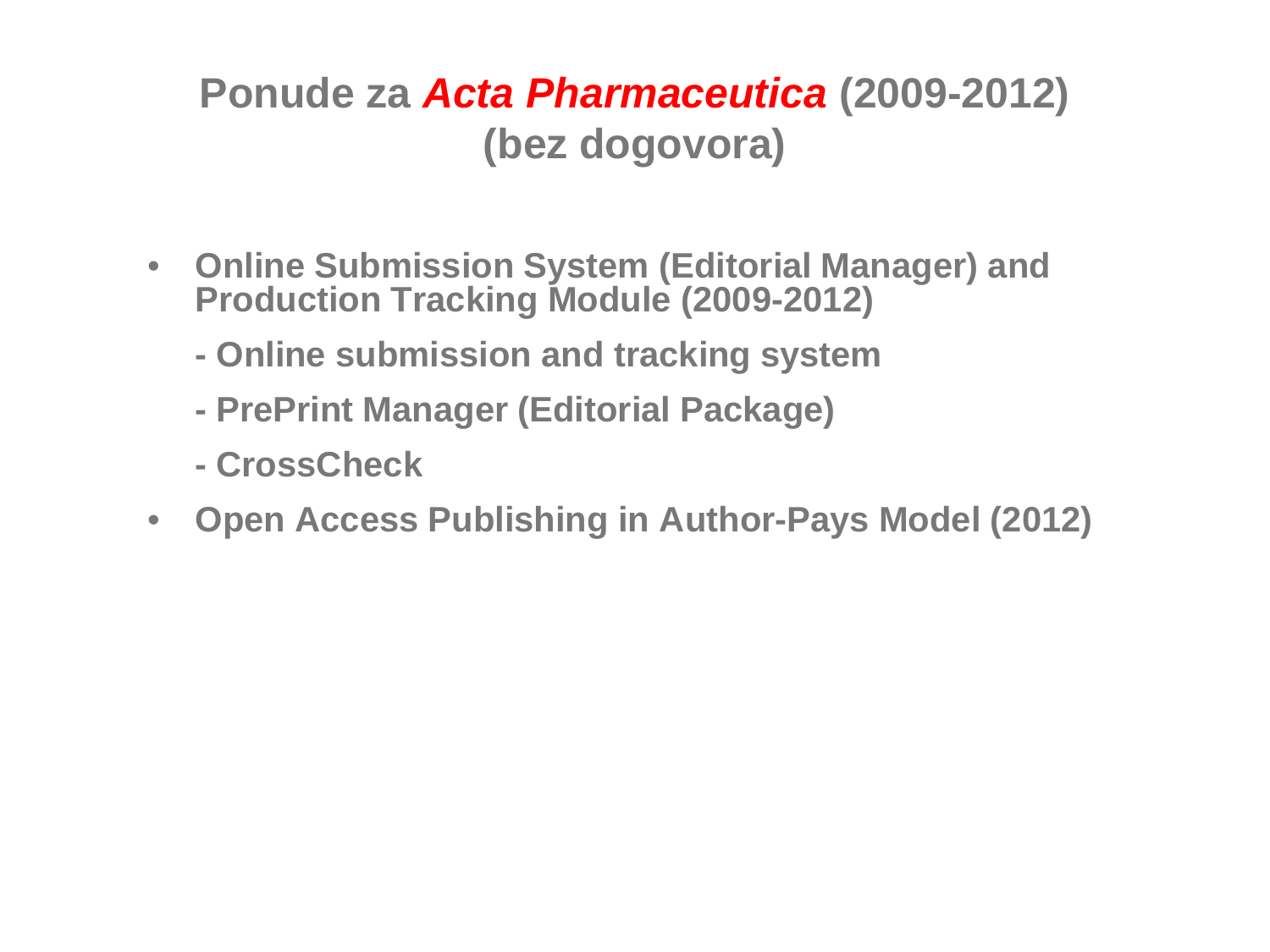# Ponude za *Acta Pharmaceutica* (2009-2012) (bez dogovora)

- **Online Submission System (Editorial Manager) and Production Tracking Module (2009-2012)**

  **- Online submission and tracking system**

  **- PrePrint Manager (Editorial Package)**

  **- CrossCheck**

- **Open Access Publishing in Author-Pays Model (2012)**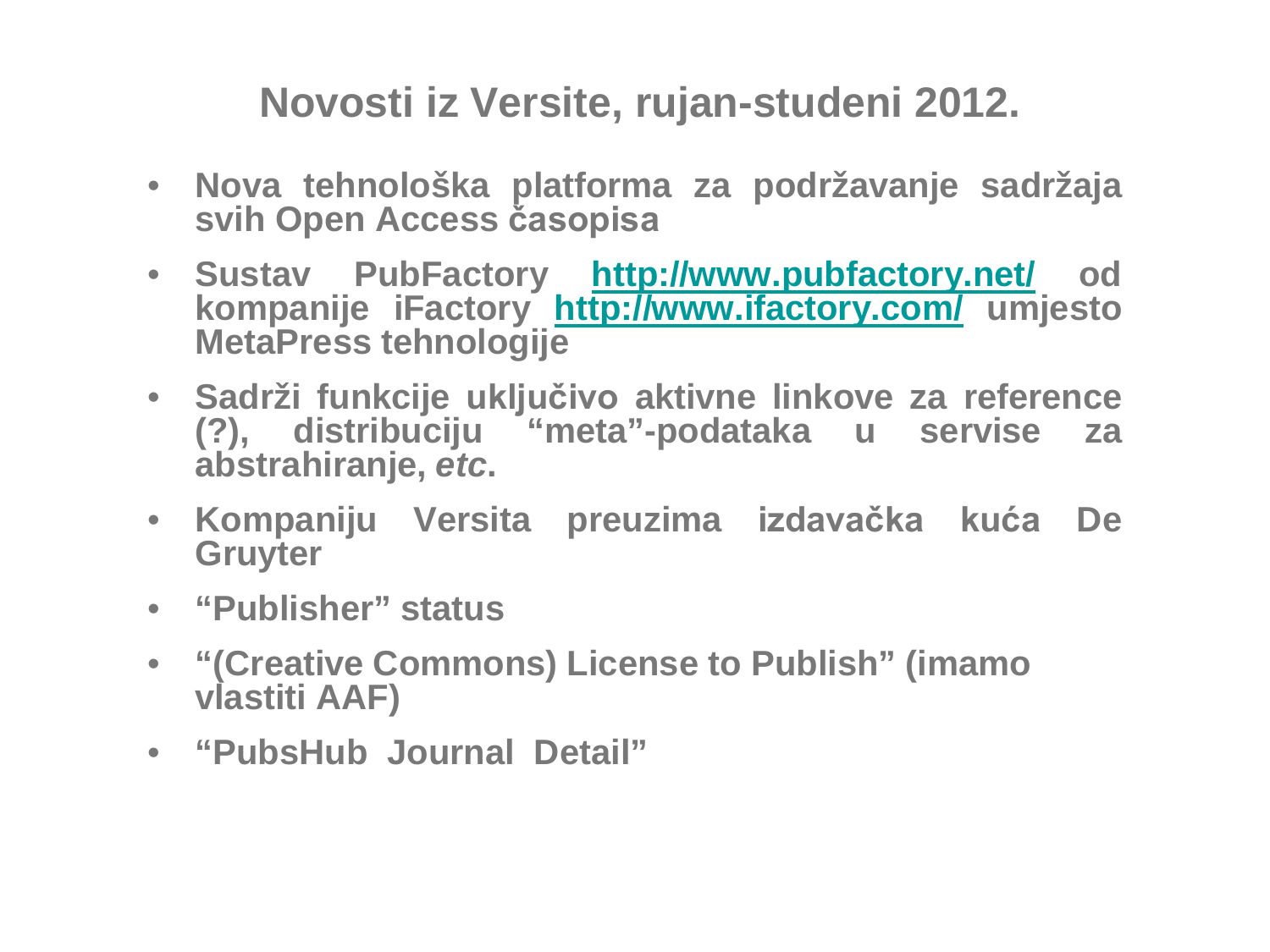# Novosti iz Versite, rujan-studeni 2012.

- **Nova tehnološka platforma za podržavanje sadržaja svih Open Access časopisa**
- **Sustav PubFactory [http://www.pubfactory.net/](http://www.pubfactory.net/) od kompanije iFactory [http://www.ifactory.com/](http://www.ifactory.com/) umjesto MetaPress tehnologije**
- **Sadrži funkcije uključivo aktivne linkove za reference (?), distribuciju "meta"-podataka u servise za abstrahiranje, *etc*.**
- **Kompaniju Versita preuzima izdavačka kuća De Gruyter**
- **"Publisher" status**
- **"(Creative Commons) License to Publish" (imamo vlastiti AAF)**
- **"PubsHub Journal Detail"**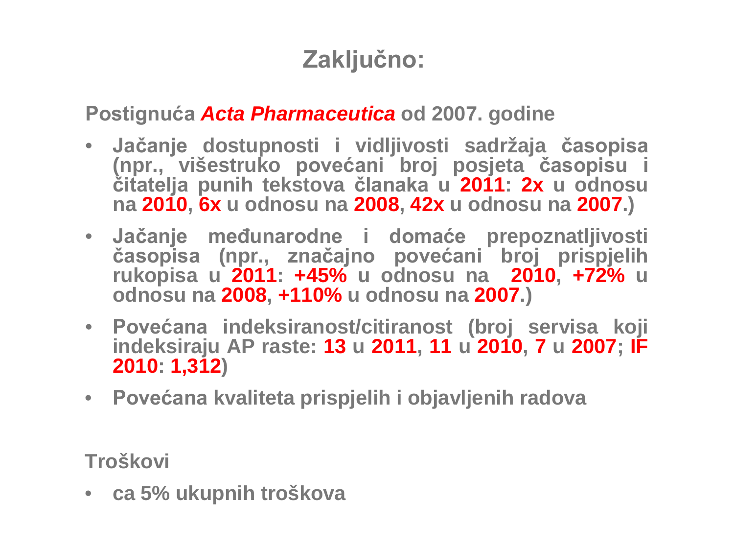# Zaključno:

**Postignuća *Acta Pharmaceutica* od 2007. godine**

- **Jačanje dostupnosti i vidljivosti sadržaja časopisa (npr., višestruko povećani broj posjeta časopisu i čitatelja punih tekstova članaka u 2011: 2x u odnosu na 2010, 6x u odnosu na 2008, 42x u odnosu na 2007.)**
- **Jačanje međunarodne i domaće prepoznatljivosti časopisa (npr., značajno povećani broj prispjelih rukopisa u 2011: +45% u odnosu na 2010, +72% u odnosu na 2008, +110% u odnosu na 2007.)**
- **Povećana indeksiranost/citiranost (broj servisa koji indeksiraju AP raste: 13 u 2011, 11 u 2010, 7 u 2007; IF 2010: 1,312)**
- **Povećana kvaliteta prispjelih i objavljenih radova**

**Troškovi**

- **ca 5% ukupnih troškova**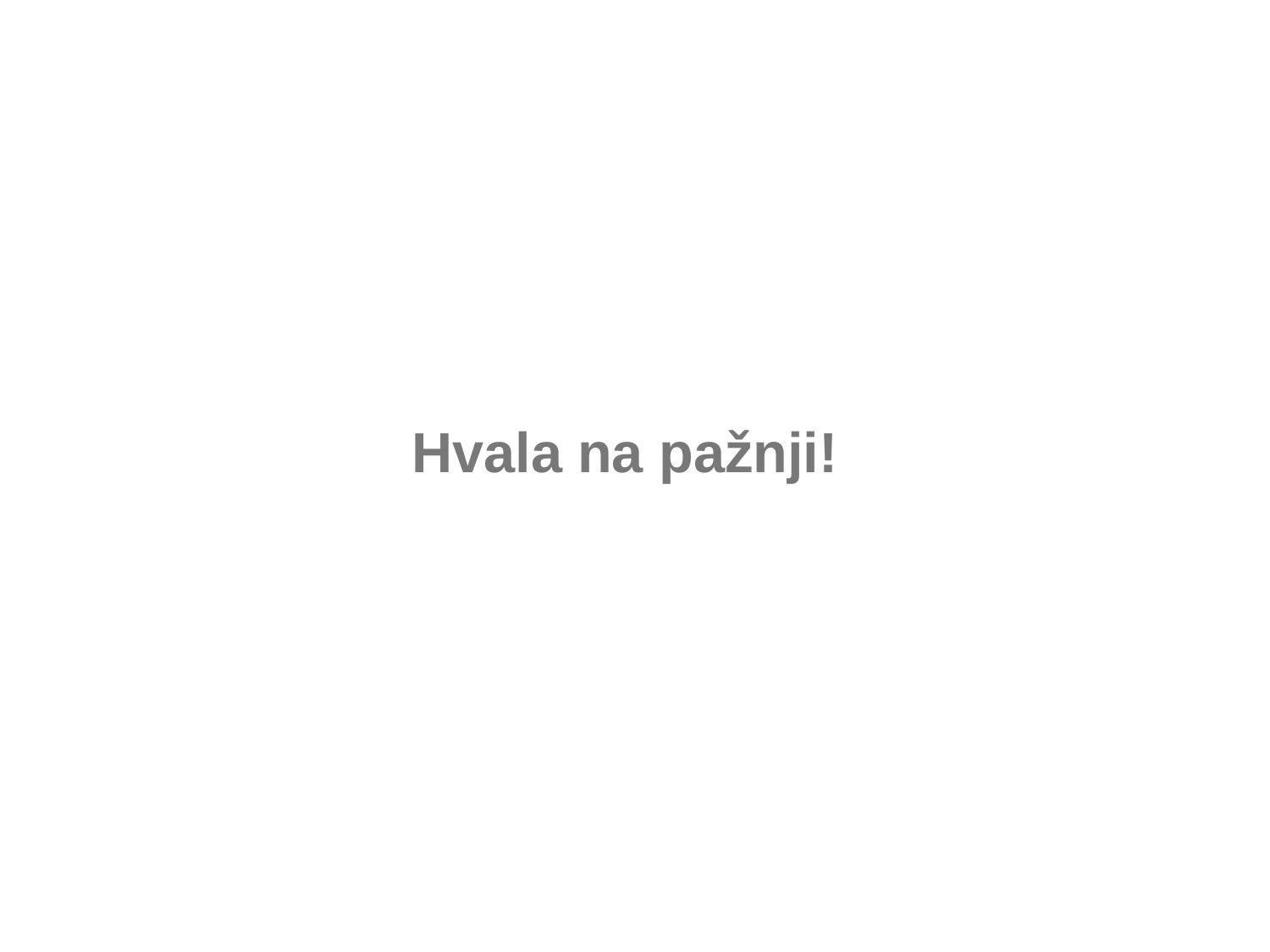**Hvala na pažnji!**